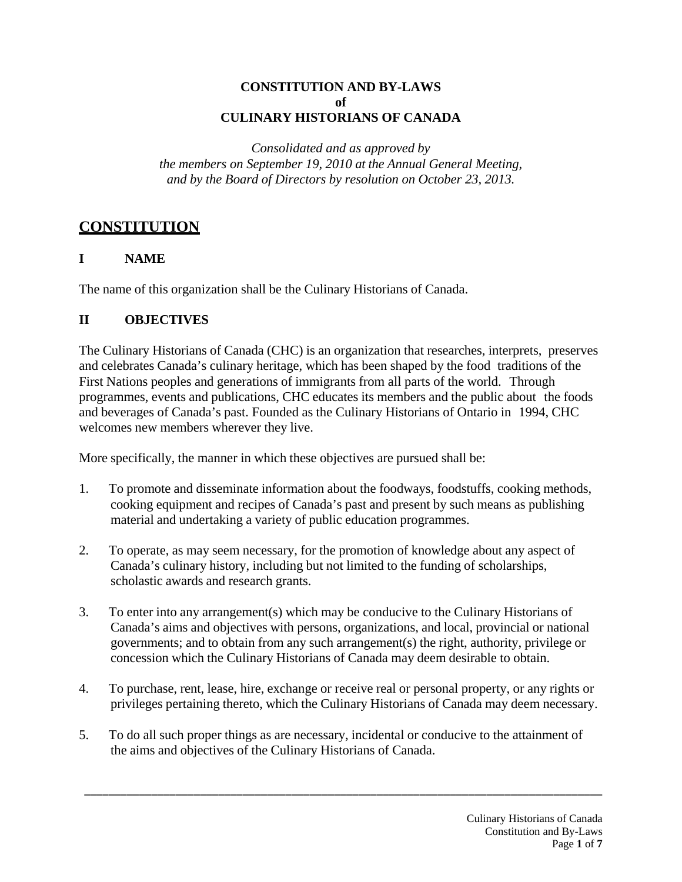# CONSTITUTION AND BY-LAWS
# of
# CULINARY HISTORIANS OF CANADA

*Consolidated and as approved by the members on September 19, 2010 at the Annual General Meeting, and by the Board of Directors by resolution on October 23, 2013.*

## CONSTITUTION

### I NAME

The name of this organization shall be the Culinary Historians of Canada.

### II OBJECTIVES

The Culinary Historians of Canada (CHC) is an organization that researches, interprets, preserves and celebrates Canada's culinary heritage, which has been shaped by the food traditions of the First Nations peoples and generations of immigrants from all parts of the world. Through programmes, events and publications, CHC educates its members and the public about the foods and beverages of Canada's past. Founded as the Culinary Historians of Ontario in 1994, CHC welcomes new members wherever they live.

More specifically, the manner in which these objectives are pursued shall be:

1. To promote and disseminate information about the foodways, foodstuffs, cooking methods, cooking equipment and recipes of Canada's past and present by such means as publishing material and undertaking a variety of public education programmes.

2. To operate, as may seem necessary, for the promotion of knowledge about any aspect of Canada's culinary history, including but not limited to the funding of scholarships, scholastic awards and research grants.

3. To enter into any arrangement(s) which may be conducive to the Culinary Historians of Canada's aims and objectives with persons, organizations, and local, provincial or national governments; and to obtain from any such arrangement(s) the right, authority, privilege or concession which the Culinary Historians of Canada may deem desirable to obtain.

4. To purchase, rent, lease, hire, exchange or receive real or personal property, or any rights or privileges pertaining thereto, which the Culinary Historians of Canada may deem necessary.

5. To do all such proper things as are necessary, incidental or conducive to the attainment of the aims and objectives of the Culinary Historians of Canada.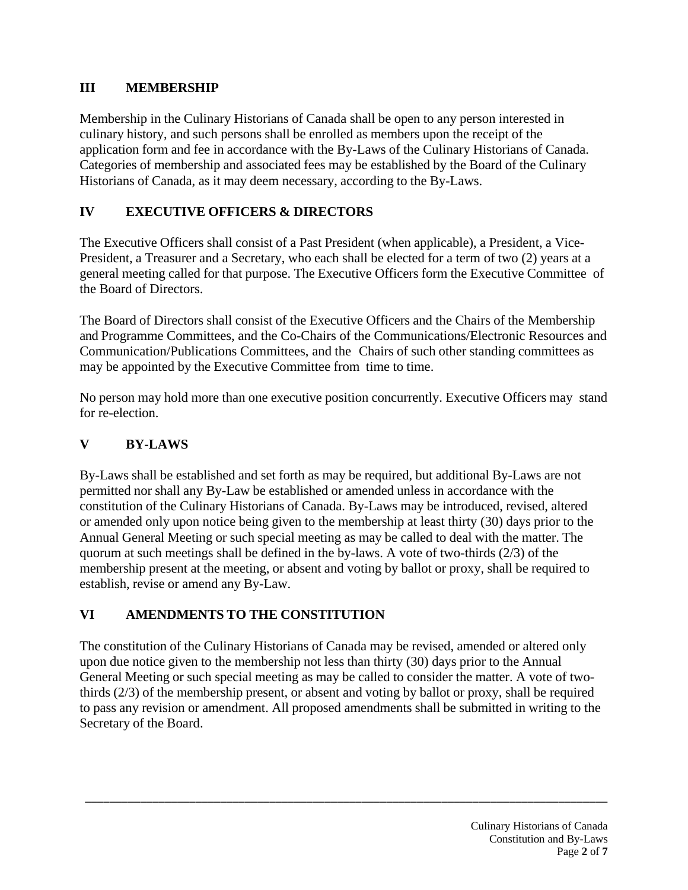## III MEMBERSHIP

Membership in the Culinary Historians of Canada shall be open to any person interested in culinary history, and such persons shall be enrolled as members upon the receipt of the application form and fee in accordance with the By-Laws of the Culinary Historians of Canada. Categories of membership and associated fees may be established by the Board of the Culinary Historians of Canada, as it may deem necessary, according to the By-Laws.

## IV EXECUTIVE OFFICERS & DIRECTORS

The Executive Officers shall consist of a Past President (when applicable), a President, a Vice-President, a Treasurer and a Secretary, who each shall be elected for a term of two (2) years at a general meeting called for that purpose. The Executive Officers form the Executive Committee of the Board of Directors.

The Board of Directors shall consist of the Executive Officers and the Chairs of the Membership and Programme Committees, and the Co-Chairs of the Communications/Electronic Resources and Communication/Publications Committees, and the Chairs of such other standing committees as may be appointed by the Executive Committee from time to time.

No person may hold more than one executive position concurrently. Executive Officers may stand for re-election.

## V BY-LAWS

By-Laws shall be established and set forth as may be required, but additional By-Laws are not permitted nor shall any By-Law be established or amended unless in accordance with the constitution of the Culinary Historians of Canada. By-Laws may be introduced, revised, altered or amended only upon notice being given to the membership at least thirty (30) days prior to the Annual General Meeting or such special meeting as may be called to deal with the matter. The quorum at such meetings shall be defined in the by-laws. A vote of two-thirds (2/3) of the membership present at the meeting, or absent and voting by ballot or proxy, shall be required to establish, revise or amend any By-Law.

## VI AMENDMENTS TO THE CONSTITUTION

The constitution of the Culinary Historians of Canada may be revised, amended or altered only upon due notice given to the membership not less than thirty (30) days prior to the Annual General Meeting or such special meeting as may be called to consider the matter. A vote of two-thirds (2/3) of the membership present, or absent and voting by ballot or proxy, shall be required to pass any revision or amendment. All proposed amendments shall be submitted in writing to the Secretary of the Board.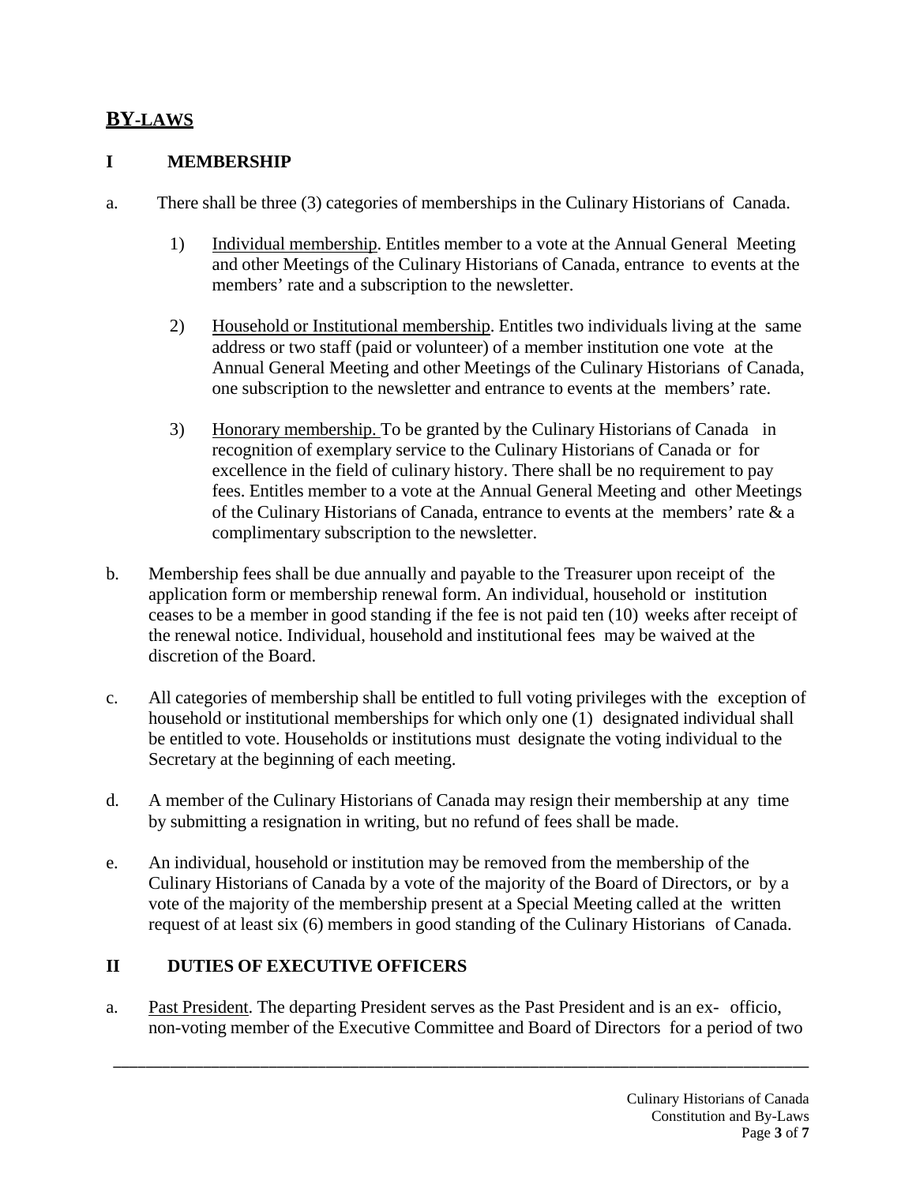## BY-LAWS

### I MEMBERSHIP

a. There shall be three (3) categories of memberships in the Culinary Historians of Canada.

1) Individual membership. Entitles member to a vote at the Annual General Meeting and other Meetings of the Culinary Historians of Canada, entrance to events at the members' rate and a subscription to the newsletter.

2) Household or Institutional membership. Entitles two individuals living at the same address or two staff (paid or volunteer) of a member institution one vote at the Annual General Meeting and other Meetings of the Culinary Historians of Canada, one subscription to the newsletter and entrance to events at the members' rate.

3) Honorary membership. To be granted by the Culinary Historians of Canada in recognition of exemplary service to the Culinary Historians of Canada or for excellence in the field of culinary history. There shall be no requirement to pay fees. Entitles member to a vote at the Annual General Meeting and other Meetings of the Culinary Historians of Canada, entrance to events at the members' rate & a complimentary subscription to the newsletter.

b. Membership fees shall be due annually and payable to the Treasurer upon receipt of the application form or membership renewal form. An individual, household or institution ceases to be a member in good standing if the fee is not paid ten (10) weeks after receipt of the renewal notice. Individual, household and institutional fees may be waived at the discretion of the Board.

c. All categories of membership shall be entitled to full voting privileges with the exception of household or institutional memberships for which only one (1) designated individual shall be entitled to vote. Households or institutions must designate the voting individual to the Secretary at the beginning of each meeting.

d. A member of the Culinary Historians of Canada may resign their membership at any time by submitting a resignation in writing, but no refund of fees shall be made.

e. An individual, household or institution may be removed from the membership of the Culinary Historians of Canada by a vote of the majority of the Board of Directors, or by a vote of the majority of the membership present at a Special Meeting called at the written request of at least six (6) members in good standing of the Culinary Historians of Canada.

### II DUTIES OF EXECUTIVE OFFICERS

a. Past President. The departing President serves as the Past President and is an ex- officio, non-voting member of the Executive Committee and Board of Directors for a period of two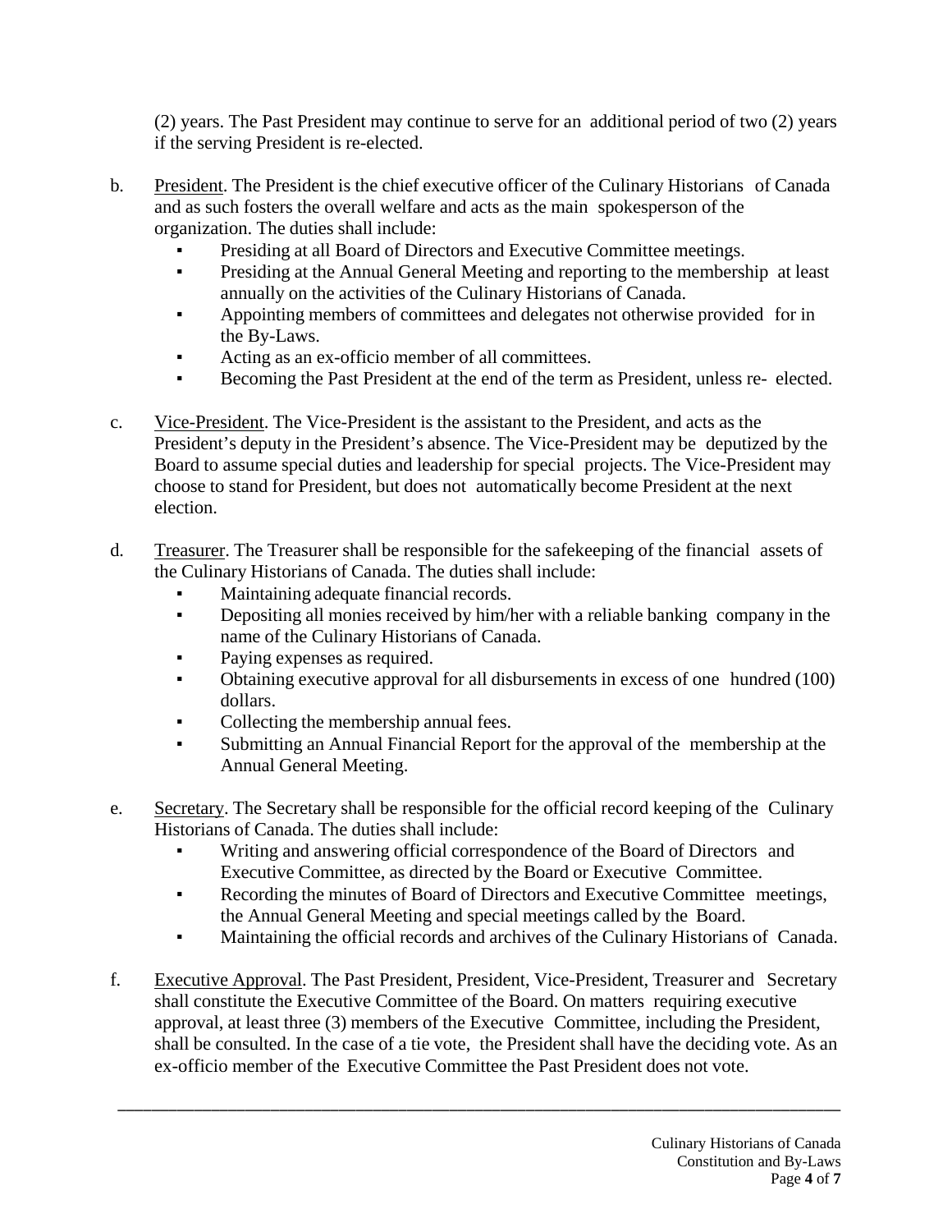(2) years. The Past President may continue to serve for an additional period of two (2) years if the serving President is re-elected.

b. President. The President is the chief executive officer of the Culinary Historians of Canada and as such fosters the overall welfare and acts as the main spokesperson of the organization. The duties shall include:
   - Presiding at all Board of Directors and Executive Committee meetings.
   - Presiding at the Annual General Meeting and reporting to the membership at least annually on the activities of the Culinary Historians of Canada.
   - Appointing members of committees and delegates not otherwise provided for in the By-Laws.
   - Acting as an ex-officio member of all committees.
   - Becoming the Past President at the end of the term as President, unless re- elected.

c. Vice-President. The Vice-President is the assistant to the President, and acts as the President's deputy in the President's absence. The Vice-President may be deputized by the Board to assume special duties and leadership for special projects. The Vice-President may choose to stand for President, but does not automatically become President at the next election.

d. Treasurer. The Treasurer shall be responsible for the safekeeping of the financial assets of the Culinary Historians of Canada. The duties shall include:
   - Maintaining adequate financial records.
   - Depositing all monies received by him/her with a reliable banking company in the name of the Culinary Historians of Canada.
   - Paying expenses as required.
   - Obtaining executive approval for all disbursements in excess of one hundred (100) dollars.
   - Collecting the membership annual fees.
   - Submitting an Annual Financial Report for the approval of the membership at the Annual General Meeting.

e. Secretary. The Secretary shall be responsible for the official record keeping of the Culinary Historians of Canada. The duties shall include:
   - Writing and answering official correspondence of the Board of Directors and Executive Committee, as directed by the Board or Executive Committee.
   - Recording the minutes of Board of Directors and Executive Committee meetings, the Annual General Meeting and special meetings called by the Board.
   - Maintaining the official records and archives of the Culinary Historians of Canada.

f. Executive Approval. The Past President, President, Vice-President, Treasurer and Secretary shall constitute the Executive Committee of the Board. On matters requiring executive approval, at least three (3) members of the Executive Committee, including the President, shall be consulted. In the case of a tie vote, the President shall have the deciding vote. As an ex-officio member of the Executive Committee the Past President does not vote.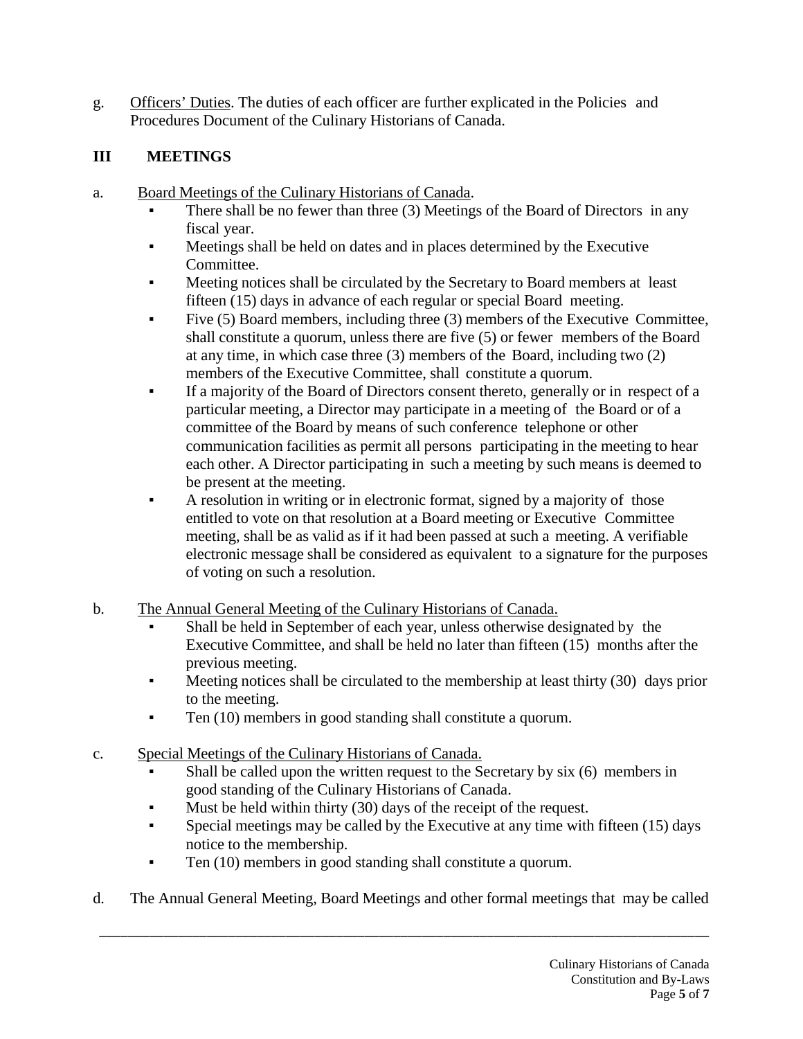g. <u>Officers' Duties</u>. The duties of each officer are further explicated in the Policies and Procedures Document of the Culinary Historians of Canada.

## III MEETINGS

a. <u>Board Meetings of the Culinary Historians of Canada</u>.

- There shall be no fewer than three (3) Meetings of the Board of Directors in any fiscal year.
- Meetings shall be held on dates and in places determined by the Executive Committee.
- Meeting notices shall be circulated by the Secretary to Board members at least fifteen (15) days in advance of each regular or special Board meeting.
- Five (5) Board members, including three (3) members of the Executive Committee, shall constitute a quorum, unless there are five (5) or fewer members of the Board at any time, in which case three (3) members of the Board, including two (2) members of the Executive Committee, shall constitute a quorum.
- If a majority of the Board of Directors consent thereto, generally or in respect of a particular meeting, a Director may participate in a meeting of the Board or of a committee of the Board by means of such conference telephone or other communication facilities as permit all persons participating in the meeting to hear each other. A Director participating in such a meeting by such means is deemed to be present at the meeting.
- A resolution in writing or in electronic format, signed by a majority of those entitled to vote on that resolution at a Board meeting or Executive Committee meeting, shall be as valid as if it had been passed at such a meeting. A verifiable electronic message shall be considered as equivalent to a signature for the purposes of voting on such a resolution.

b. <u>The Annual General Meeting of the Culinary Historians of Canada.</u>

- Shall be held in September of each year, unless otherwise designated by the Executive Committee, and shall be held no later than fifteen (15) months after the previous meeting.
- Meeting notices shall be circulated to the membership at least thirty (30) days prior to the meeting.
- Ten (10) members in good standing shall constitute a quorum.

c. <u>Special Meetings of the Culinary Historians of Canada.</u>

- Shall be called upon the written request to the Secretary by six (6) members in good standing of the Culinary Historians of Canada.
- Must be held within thirty (30) days of the receipt of the request.
- Special meetings may be called by the Executive at any time with fifteen (15) days notice to the membership.
- Ten (10) members in good standing shall constitute a quorum.

d. The Annual General Meeting, Board Meetings and other formal meetings that may be called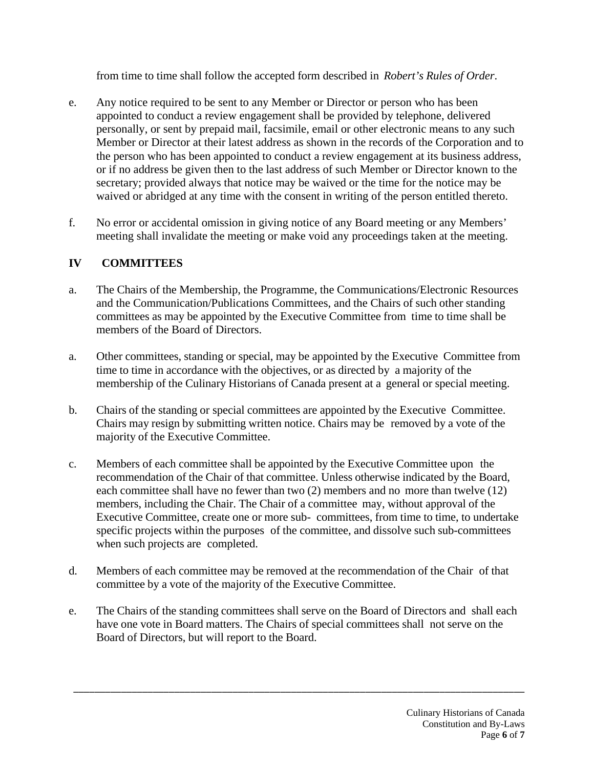from time to time shall follow the accepted form described in *Robert's Rules of Order*.

e. Any notice required to be sent to any Member or Director or person who has been appointed to conduct a review engagement shall be provided by telephone, delivered personally, or sent by prepaid mail, facsimile, email or other electronic means to any such Member or Director at their latest address as shown in the records of the Corporation and to the person who has been appointed to conduct a review engagement at its business address, or if no address be given then to the last address of such Member or Director known to the secretary; provided always that notice may be waived or the time for the notice may be waived or abridged at any time with the consent in writing of the person entitled thereto.

f. No error or accidental omission in giving notice of any Board meeting or any Members' meeting shall invalidate the meeting or make void any proceedings taken at the meeting.

## IV COMMITTEES

a. The Chairs of the Membership, the Programme, the Communications/Electronic Resources and the Communication/Publications Committees, and the Chairs of such other standing committees as may be appointed by the Executive Committee from time to time shall be members of the Board of Directors.

a. Other committees, standing or special, may be appointed by the Executive Committee from time to time in accordance with the objectives, or as directed by a majority of the membership of the Culinary Historians of Canada present at a general or special meeting.

b. Chairs of the standing or special committees are appointed by the Executive Committee. Chairs may resign by submitting written notice. Chairs may be removed by a vote of the majority of the Executive Committee.

c. Members of each committee shall be appointed by the Executive Committee upon the recommendation of the Chair of that committee. Unless otherwise indicated by the Board, each committee shall have no fewer than two (2) members and no more than twelve (12) members, including the Chair. The Chair of a committee may, without approval of the Executive Committee, create one or more sub- committees, from time to time, to undertake specific projects within the purposes of the committee, and dissolve such sub-committees when such projects are completed.

d. Members of each committee may be removed at the recommendation of the Chair of that committee by a vote of the majority of the Executive Committee.

e. The Chairs of the standing committees shall serve on the Board of Directors and shall each have one vote in Board matters. The Chairs of special committees shall not serve on the Board of Directors, but will report to the Board.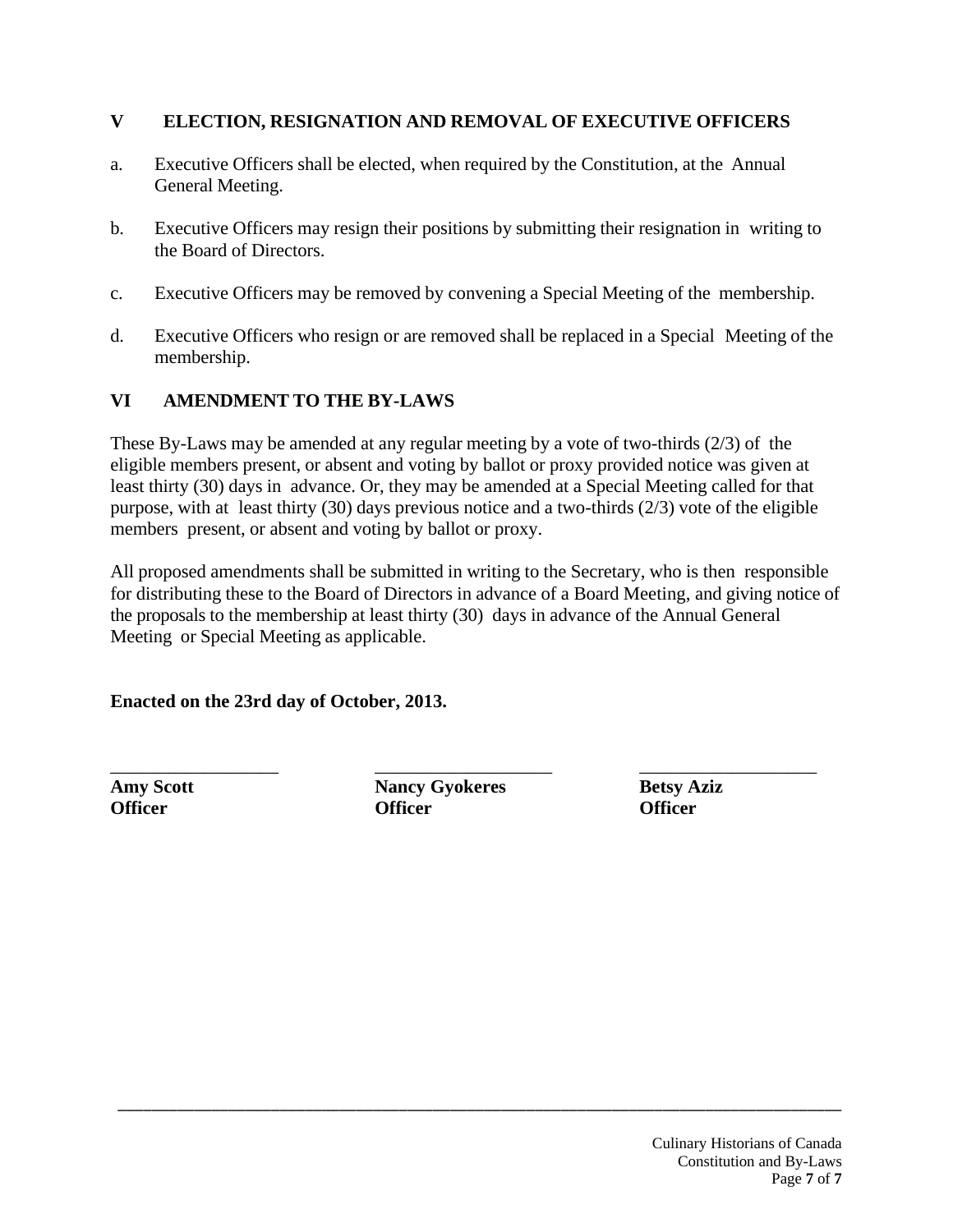## V ELECTION, RESIGNATION AND REMOVAL OF EXECUTIVE OFFICERS

a. Executive Officers shall be elected, when required by the Constitution, at the Annual General Meeting.

b. Executive Officers may resign their positions by submitting their resignation in writing to the Board of Directors.

c. Executive Officers may be removed by convening a Special Meeting of the membership.

d. Executive Officers who resign or are removed shall be replaced in a Special Meeting of the membership.

## VI AMENDMENT TO THE BY-LAWS

These By-Laws may be amended at any regular meeting by a vote of two-thirds (2/3) of the eligible members present, or absent and voting by ballot or proxy provided notice was given at least thirty (30) days in advance. Or, they may be amended at a Special Meeting called for that purpose, with at least thirty (30) days previous notice and a two-thirds (2/3) vote of the eligible members present, or absent and voting by ballot or proxy.

All proposed amendments shall be submitted in writing to the Secretary, who is then responsible for distributing these to the Board of Directors in advance of a Board Meeting, and giving notice of the proposals to the membership at least thirty (30) days in advance of the Annual General Meeting or Special Meeting as applicable.

**Enacted on the 23rd day of October, 2013.**

| | | |
|---|---|---|
| ___________________ | ___________________ | ___________________ |
| **Amy Scott** | **Nancy Gyokeres** | **Betsy Aziz** |
| **Officer** | **Officer** | **Officer** |